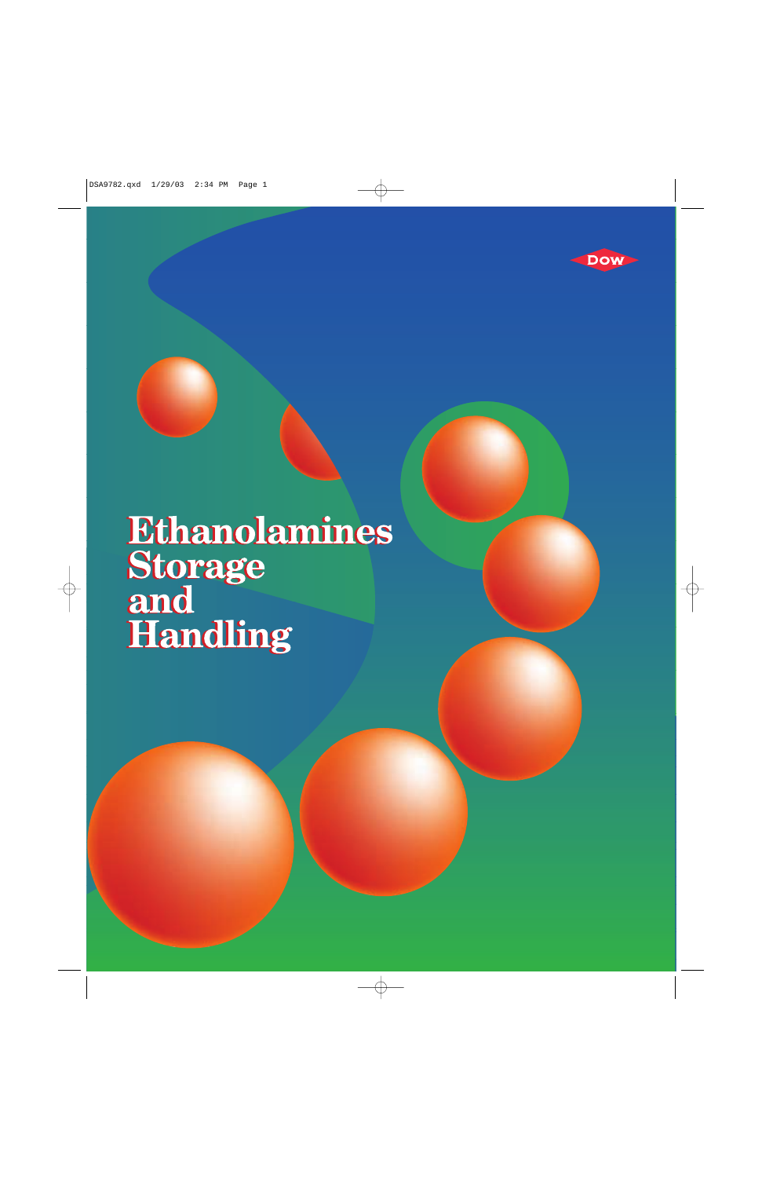# Ethanolamines Storage and Handling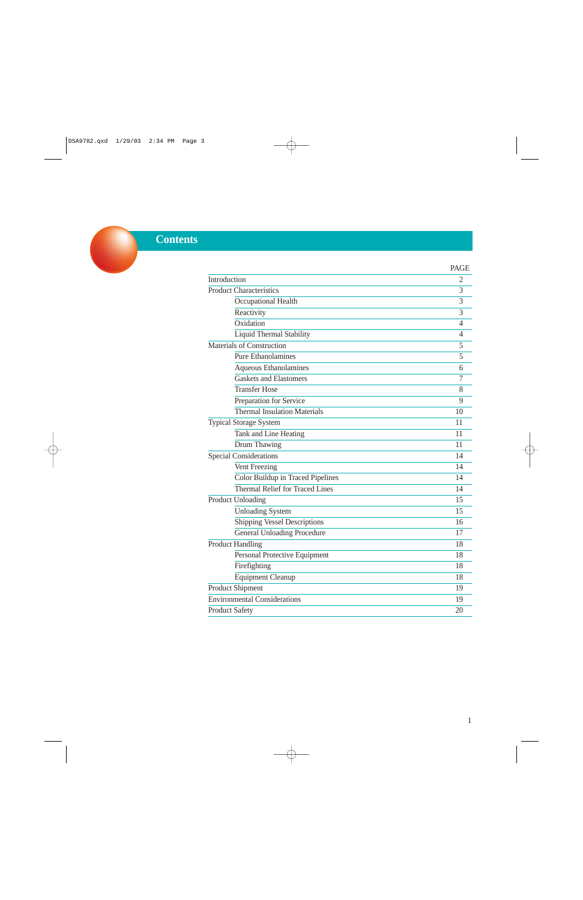# Contents

| | PAGE |
|---|---|
| Introduction | 2 |
| Product Characteristics | 3 |
| &nbsp;&nbsp;&nbsp;&nbsp;Occupational Health | 3 |
| &nbsp;&nbsp;&nbsp;&nbsp;Reactivity | 3 |
| &nbsp;&nbsp;&nbsp;&nbsp;Oxidation | 4 |
| &nbsp;&nbsp;&nbsp;&nbsp;Liquid Thermal Stability | 4 |
| Materials of Construction | 5 |
| &nbsp;&nbsp;&nbsp;&nbsp;Pure Ethanolamines | 5 |
| &nbsp;&nbsp;&nbsp;&nbsp;Aqueous Ethanolamines | 6 |
| &nbsp;&nbsp;&nbsp;&nbsp;Gaskets and Elastomers | 7 |
| &nbsp;&nbsp;&nbsp;&nbsp;Transfer Hose | 8 |
| &nbsp;&nbsp;&nbsp;&nbsp;Preparation for Service | 9 |
| &nbsp;&nbsp;&nbsp;&nbsp;Thermal Insulation Materials | 10 |
| Typical Storage System | 11 |
| &nbsp;&nbsp;&nbsp;&nbsp;Tank and Line Heating | 11 |
| &nbsp;&nbsp;&nbsp;&nbsp;Drum Thawing | 11 |
| Special Considerations | 14 |
| &nbsp;&nbsp;&nbsp;&nbsp;Vent Freezing | 14 |
| &nbsp;&nbsp;&nbsp;&nbsp;Color Buildup in Traced Pipelines | 14 |
| &nbsp;&nbsp;&nbsp;&nbsp;Thermal Relief for Traced Lines | 14 |
| Product Unloading | 15 |
| &nbsp;&nbsp;&nbsp;&nbsp;Unloading System | 15 |
| &nbsp;&nbsp;&nbsp;&nbsp;Shipping Vessel Descriptions | 16 |
| &nbsp;&nbsp;&nbsp;&nbsp;General Unloading Procedure | 17 |
| Product Handling | 18 |
| &nbsp;&nbsp;&nbsp;&nbsp;Personal Protective Equipment | 18 |
| &nbsp;&nbsp;&nbsp;&nbsp;Firefighting | 18 |
| &nbsp;&nbsp;&nbsp;&nbsp;Equipment Cleanup | 18 |
| Product Shipment | 19 |
| Environmental Considerations | 19 |
| Product Safety | 20 |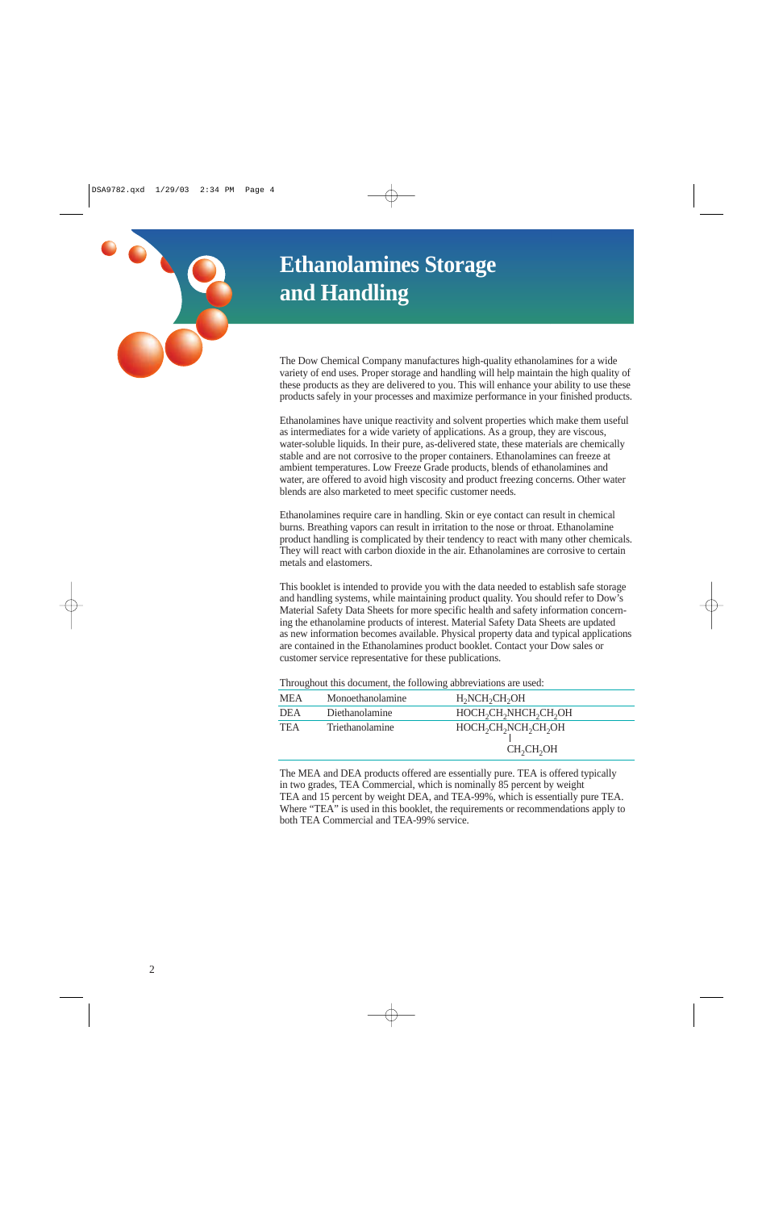# Ethanolamines Storage and Handling

The Dow Chemical Company manufactures high-quality ethanolamines for a wide variety of end uses. Proper storage and handling will help maintain the high quality of these products as they are delivered to you. This will enhance your ability to use these products safely in your processes and maximize performance in your finished products.

Ethanolamines have unique reactivity and solvent properties which make them useful as intermediates for a wide variety of applications. As a group, they are viscous, water-soluble liquids. In their pure, as-delivered state, these materials are chemically stable and are not corrosive to the proper containers. Ethanolamines can freeze at ambient temperatures. Low Freeze Grade products, blends of ethanolamines and water, are offered to avoid high viscosity and product freezing concerns. Other water blends are also marketed to meet specific customer needs.

Ethanolamines require care in handling. Skin or eye contact can result in chemical burns. Breathing vapors can result in irritation to the nose or throat. Ethanolamine product handling is complicated by their tendency to react with many other chemicals. They will react with carbon dioxide in the air. Ethanolamines are corrosive to certain metals and elastomers.

This booklet is intended to provide you with the data needed to establish safe storage and handling systems, while maintaining product quality. You should refer to Dow's Material Safety Data Sheets for more specific health and safety information concerning the ethanolamine products of interest. Material Safety Data Sheets are updated as new information becomes available. Physical property data and typical applications are contained in the Ethanolamines product booklet. Contact your Dow sales or customer service representative for these publications.

Throughout this document, the following abbreviations are used:

| | | |
|---|---|---|
| MEA | Monoethanolamine | $H_2NCH_2CH_2OH$ |
| DEA | Diethanolamine | $HOCH_2CH_2NHCH_2CH_2OH$ |
| TEA | Triethanolamine | $HOCH_2CH_2NCH_2CH_2OH$ (with $CH_2CH_2OH$ on N) |

The MEA and DEA products offered are essentially pure. TEA is offered typically in two grades, TEA Commercial, which is nominally 85 percent by weight TEA and 15 percent by weight DEA, and TEA-99%, which is essentially pure TEA. Where "TEA" is used in this booklet, the requirements or recommendations apply to both TEA Commercial and TEA-99% service.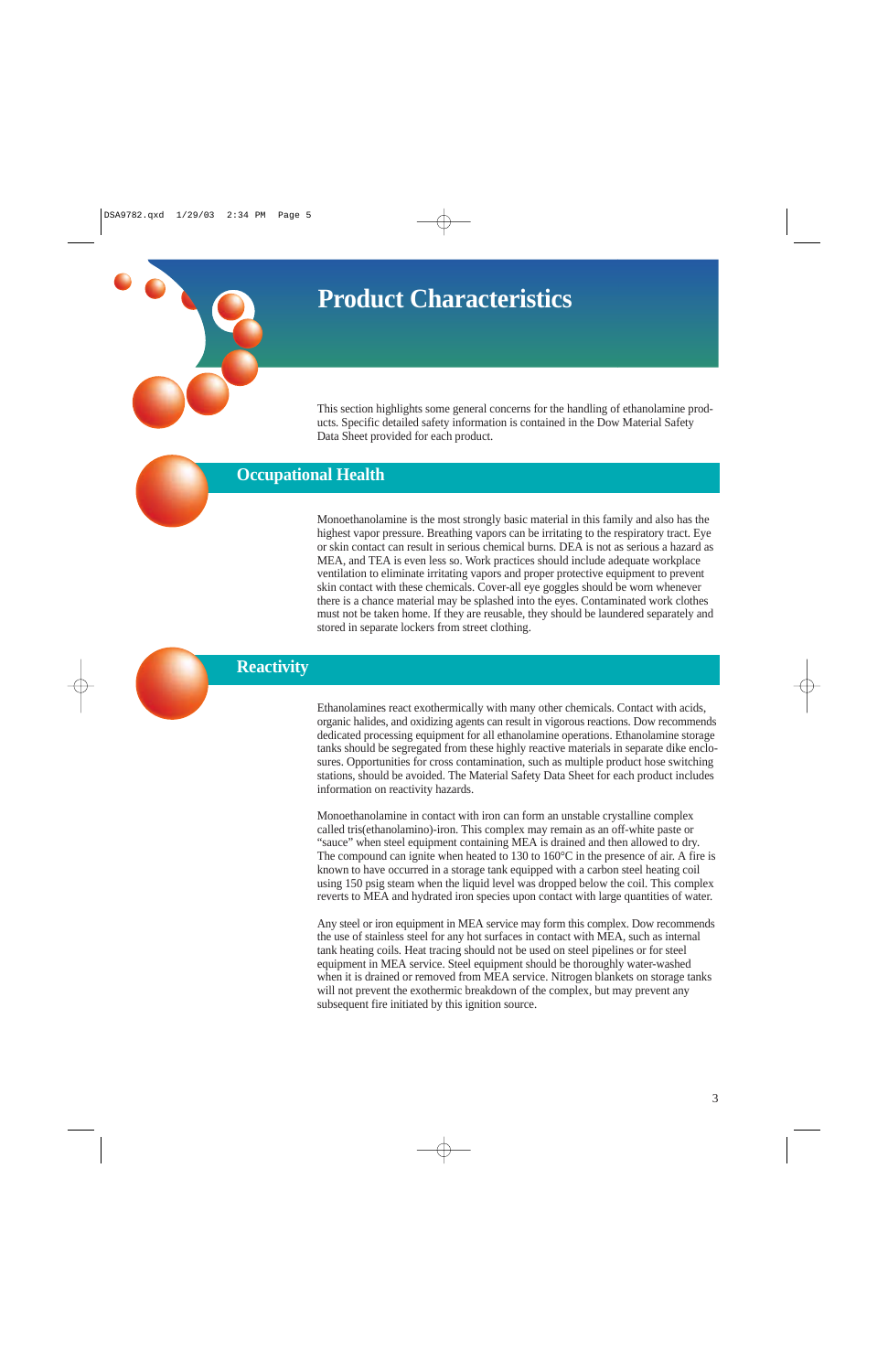# Product Characteristics

This section highlights some general concerns for the handling of ethanolamine products. Specific detailed safety information is contained in the Dow Material Safety Data Sheet provided for each product.

## Occupational Health

Monoethanolamine is the most strongly basic material in this family and also has the highest vapor pressure. Breathing vapors can be irritating to the respiratory tract. Eye or skin contact can result in serious chemical burns. DEA is not as serious a hazard as MEA, and TEA is even less so. Work practices should include adequate workplace ventilation to eliminate irritating vapors and proper protective equipment to prevent skin contact with these chemicals. Cover-all eye goggles should be worn whenever there is a chance material may be splashed into the eyes. Contaminated work clothes must not be taken home. If they are reusable, they should be laundered separately and stored in separate lockers from street clothing.

## Reactivity

Ethanolamines react exothermically with many other chemicals. Contact with acids, organic halides, and oxidizing agents can result in vigorous reactions. Dow recommends dedicated processing equipment for all ethanolamine operations. Ethanolamine storage tanks should be segregated from these highly reactive materials in separate dike enclosures. Opportunities for cross contamination, such as multiple product hose switching stations, should be avoided. The Material Safety Data Sheet for each product includes information on reactivity hazards.

Monoethanolamine in contact with iron can form an unstable crystalline complex called tris(ethanolamino)-iron. This complex may remain as an off-white paste or “sauce” when steel equipment containing MEA is drained and then allowed to dry. The compound can ignite when heated to 130 to 160°C in the presence of air. A fire is known to have occurred in a storage tank equipped with a carbon steel heating coil using 150 psig steam when the liquid level was dropped below the coil. This complex reverts to MEA and hydrated iron species upon contact with large quantities of water.

Any steel or iron equipment in MEA service may form this complex. Dow recommends the use of stainless steel for any hot surfaces in contact with MEA, such as internal tank heating coils. Heat tracing should not be used on steel pipelines or for steel equipment in MEA service. Steel equipment should be thoroughly water-washed when it is drained or removed from MEA service. Nitrogen blankets on storage tanks will not prevent the exothermic breakdown of the complex, but may prevent any subsequent fire initiated by this ignition source.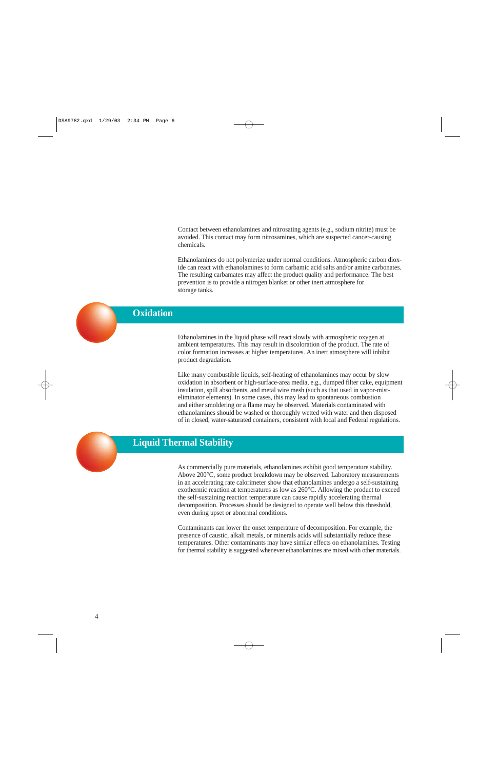Contact between ethanolamines and nitrosating agents (e.g., sodium nitrite) must be avoided. This contact may form nitrosamines, which are suspected cancer-causing chemicals.

Ethanolamines do not polymerize under normal conditions. Atmospheric carbon dioxide can react with ethanolamines to form carbamic acid salts and/or amine carbonates. The resulting carbamates may affect the product quality and performance. The best prevention is to provide a nitrogen blanket or other inert atmosphere for storage tanks.

## Oxidation

Ethanolamines in the liquid phase will react slowly with atmospheric oxygen at ambient temperatures. This may result in discoloration of the product. The rate of color formation increases at higher temperatures. An inert atmosphere will inhibit product degradation.

Like many combustible liquids, self-heating of ethanolamines may occur by slow oxidation in absorbent or high-surface-area media, e.g., dumped filter cake, equipment insulation, spill absorbents, and metal wire mesh (such as that used in vapor-mist-eliminator elements). In some cases, this may lead to spontaneous combustion and either smoldering or a flame may be observed. Materials contaminated with ethanolamines should be washed or thoroughly wetted with water and then disposed of in closed, water-saturated containers, consistent with local and Federal regulations.

## Liquid Thermal Stability

As commercially pure materials, ethanolamines exhibit good temperature stability. Above 200°C, some product breakdown may be observed. Laboratory measurements in an accelerating rate calorimeter show that ethanolamines undergo a self-sustaining exothermic reaction at temperatures as low as 260°C. Allowing the product to exceed the self-sustaining reaction temperature can cause rapidly accelerating thermal decomposition. Processes should be designed to operate well below this threshold, even during upset or abnormal conditions.

Contaminants can lower the onset temperature of decomposition. For example, the presence of caustic, alkali metals, or minerals acids will substantially reduce these temperatures. Other contaminants may have similar effects on ethanolamines. Testing for thermal stability is suggested whenever ethanolamines are mixed with other materials.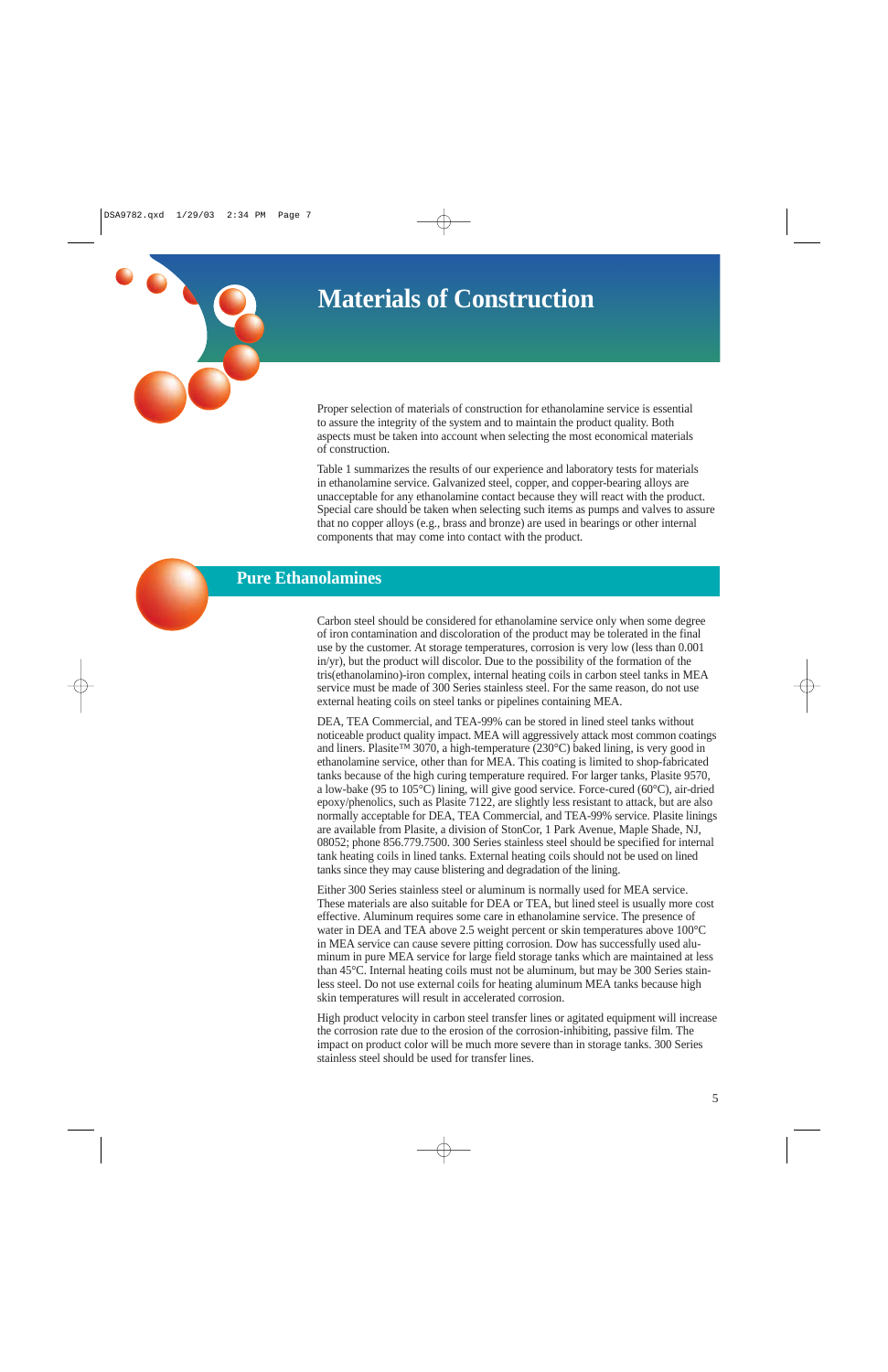# Materials of Construction

Proper selection of materials of construction for ethanolamine service is essential to assure the integrity of the system and to maintain the product quality. Both aspects must be taken into account when selecting the most economical materials of construction.

Table 1 summarizes the results of our experience and laboratory tests for materials in ethanolamine service. Galvanized steel, copper, and copper-bearing alloys are unacceptable for any ethanolamine contact because they will react with the product. Special care should be taken when selecting such items as pumps and valves to assure that no copper alloys (e.g., brass and bronze) are used in bearings or other internal components that may come into contact with the product.

## Pure Ethanolamines

Carbon steel should be considered for ethanolamine service only when some degree of iron contamination and discoloration of the product may be tolerated in the final use by the customer. At storage temperatures, corrosion is very low (less than 0.001 in/yr), but the product will discolor. Due to the possibility of the formation of the tris(ethanolamino)-iron complex, internal heating coils in carbon steel tanks in MEA service must be made of 300 Series stainless steel. For the same reason, do not use external heating coils on steel tanks or pipelines containing MEA.

DEA, TEA Commercial, and TEA-99% can be stored in lined steel tanks without noticeable product quality impact. MEA will aggressively attack most common coatings and liners. Plasite™ 3070, a high-temperature (230°C) baked lining, is very good in ethanolamine service, other than for MEA. This coating is limited to shop-fabricated tanks because of the high curing temperature required. For larger tanks, Plasite 9570, a low-bake (95 to 105°C) lining, will give good service. Force-cured (60°C), air-dried epoxy/phenolics, such as Plasite 7122, are slightly less resistant to attack, but are also normally acceptable for DEA, TEA Commercial, and TEA-99% service. Plasite linings are available from Plasite, a division of StonCor, 1 Park Avenue, Maple Shade, NJ, 08052; phone 856.779.7500. 300 Series stainless steel should be specified for internal tank heating coils in lined tanks. External heating coils should not be used on lined tanks since they may cause blistering and degradation of the lining.

Either 300 Series stainless steel or aluminum is normally used for MEA service. These materials are also suitable for DEA or TEA, but lined steel is usually more cost effective. Aluminum requires some care in ethanolamine service. The presence of water in DEA and TEA above 2.5 weight percent or skin temperatures above 100°C in MEA service can cause severe pitting corrosion. Dow has successfully used aluminum in pure MEA service for large field storage tanks which are maintained at less than 45°C. Internal heating coils must not be aluminum, but may be 300 Series stainless steel. Do not use external coils for heating aluminum MEA tanks because high skin temperatures will result in accelerated corrosion.

High product velocity in carbon steel transfer lines or agitated equipment will increase the corrosion rate due to the erosion of the corrosion-inhibiting, passive film. The impact on product color will be much more severe than in storage tanks. 300 Series stainless steel should be used for transfer lines.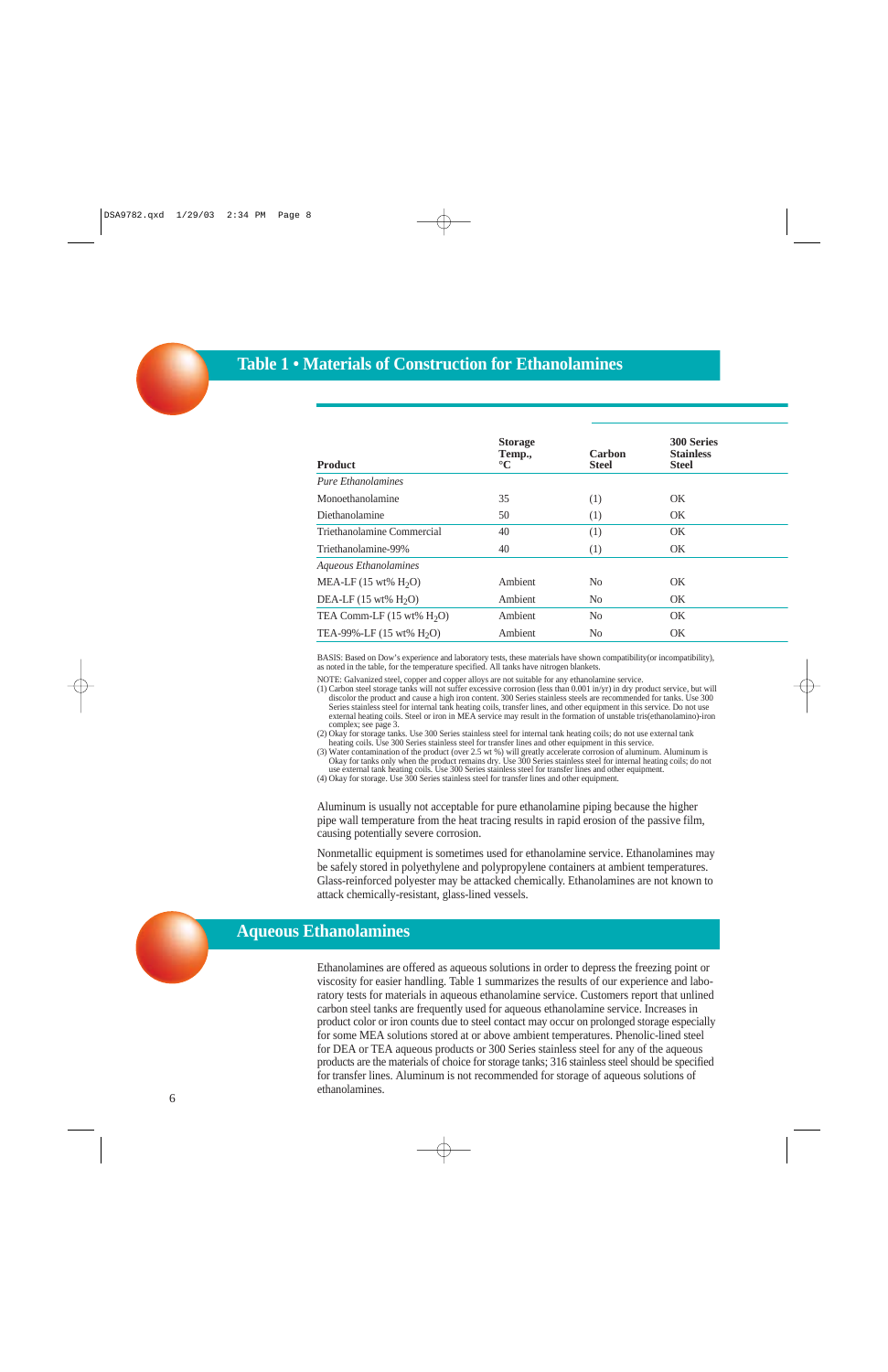## Table 1 • Materials of Construction for Ethanolamines

| Product | Storage Temp., °C | Carbon Steel | 300 Series Stainless Steel |
|---|---|---|---|
| *Pure Ethanolamines* | | | |
| Monoethanolamine | 35 | (1) | OK |
| Diethanolamine | 50 | (1) | OK |
| Triethanolamine Commercial | 40 | (1) | OK |
| Triethanolamine-99% | 40 | (1) | OK |
| *Aqueous Ethanolamines* | | | |
| MEA-LF (15 wt% $H_2O$) | Ambient | No | OK |
| DEA-LF (15 wt% $H_2O$) | Ambient | No | OK |
| TEA Comm-LF (15 wt% $H_2O$) | Ambient | No | OK |
| TEA-99%-LF (15 wt% $H_2O$) | Ambient | No | OK |

BASIS: Based on Dow's experience and laboratory tests, these materials have shown compatibility(or incompatibility), as noted in the table, for the temperature specified. All tanks have nitrogen blankets.

NOTE: Galvanized steel, copper and copper alloys are not suitable for any ethanolamine service.

(1) Carbon steel storage tanks will not suffer excessive corrosion (less than 0.001 in/yr) in dry product service, but will discolor the product and cause a high iron content. 300 Series stainless steels are recommended for tanks. Use 300 Series stainless steel for internal tank heating coils, transfer lines, and other equipment in this service. Do not use external heating coils. Steel or iron in MEA service may result in the formation of unstable tris(ethanolamino)-iron complex; see page 3.

(2) Okay for storage tanks. Use 300 Series stainless steel for internal tank heating coils; do not use external tank heating coils. Use 300 Series stainless steel for transfer lines and other equipment in this service.

(3) Water contamination of the product (over 2.5 wt %) will greatly accelerate corrosion of aluminum. Aluminum is Okay for tanks only when the product remains dry. Use 300 Series stainless steel for internal heating coils; do not use external tank heating coils. Use 300 Series stainless steel for transfer lines and other equipment.

(4) Okay for storage. Use 300 Series stainless steel for transfer lines and other equipment.

Aluminum is usually not acceptable for pure ethanolamine piping because the higher pipe wall temperature from the heat tracing results in rapid erosion of the passive film, causing potentially severe corrosion.

Nonmetallic equipment is sometimes used for ethanolamine service. Ethanolamines may be safely stored in polyethylene and polypropylene containers at ambient temperatures. Glass-reinforced polyester may be attacked chemically. Ethanolamines are not known to attack chemically-resistant, glass-lined vessels.

## Aqueous Ethanolamines

Ethanolamines are offered as aqueous solutions in order to depress the freezing point or viscosity for easier handling. Table 1 summarizes the results of our experience and laboratory tests for materials in aqueous ethanolamine service. Customers report that unlined carbon steel tanks are frequently used for aqueous ethanolamine service. Increases in product color or iron counts due to steel contact may occur on prolonged storage especially for some MEA solutions stored at or above ambient temperatures. Phenolic-lined steel for DEA or TEA aqueous products or 300 Series stainless steel for any of the aqueous products are the materials of choice for storage tanks; 316 stainless steel should be specified for transfer lines. Aluminum is not recommended for storage of aqueous solutions of ethanolamines.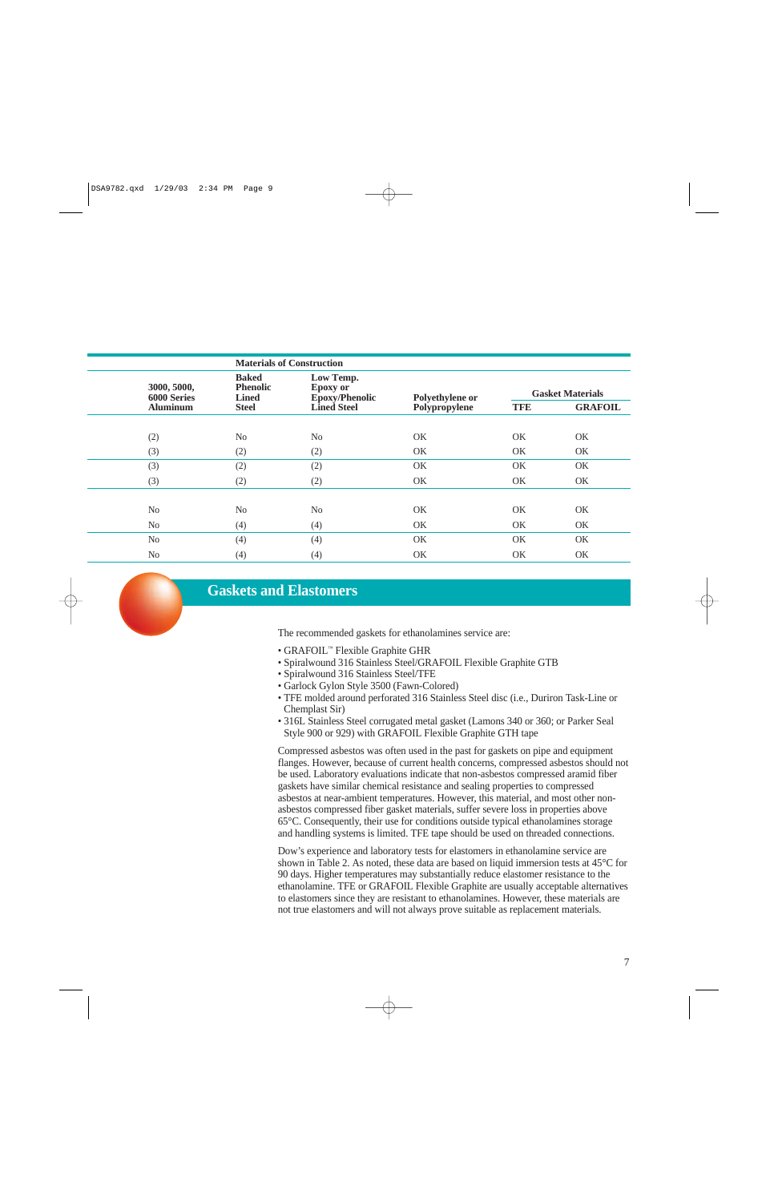| Materials of Construction | | | | | |
|---|---|---|---|---|---|
| **3000, 5000, 6000 Series Aluminum** | **Baked Phenolic Lined Steel** | **Low Temp. Epoxy or Epoxy/Phenolic Lined Steel** | **Polyethylene or Polypropylene** | **Gasket Materials** | |
| | | | | **TFE** | **GRAFOIL** |
| (2) | No | No | OK | OK | OK |
| (3) | (2) | (2) | OK | OK | OK |
| (3) | (2) | (2) | OK | OK | OK |
| (3) | (2) | (2) | OK | OK | OK |
| No | No | No | OK | OK | OK |
| No | (4) | (4) | OK | OK | OK |
| No | (4) | (4) | OK | OK | OK |
| No | (4) | (4) | OK | OK | OK |

## Gaskets and Elastomers

The recommended gaskets for ethanolamines service are:

- GRAFOIL™ Flexible Graphite GHR
- Spiralwound 316 Stainless Steel/GRAFOIL Flexible Graphite GTB
- Spiralwound 316 Stainless Steel/TFE
- Garlock Gylon Style 3500 (Fawn-Colored)
- TFE molded around perforated 316 Stainless Steel disc (i.e., Duriron Task-Line or Chemplast Sir)
- 316L Stainless Steel corrugated metal gasket (Lamons 340 or 360; or Parker Seal Style 900 or 929) with GRAFOIL Flexible Graphite GTH tape

Compressed asbestos was often used in the past for gaskets on pipe and equipment flanges. However, because of current health concerns, compressed asbestos should not be used. Laboratory evaluations indicate that non-asbestos compressed aramid fiber gaskets have similar chemical resistance and sealing properties to compressed asbestos at near-ambient temperatures. However, this material, and most other non-asbestos compressed fiber gasket materials, suffer severe loss in properties above 65°C. Consequently, their use for conditions outside typical ethanolamines storage and handling systems is limited. TFE tape should be used on threaded connections.

Dow's experience and laboratory tests for elastomers in ethanolamine service are shown in Table 2. As noted, these data are based on liquid immersion tests at 45°C for 90 days. Higher temperatures may substantially reduce elastomer resistance to the ethanolamine. TFE or GRAFOIL Flexible Graphite are usually acceptable alternatives to elastomers since they are resistant to ethanolamines. However, these materials are not true elastomers and will not always prove suitable as replacement materials.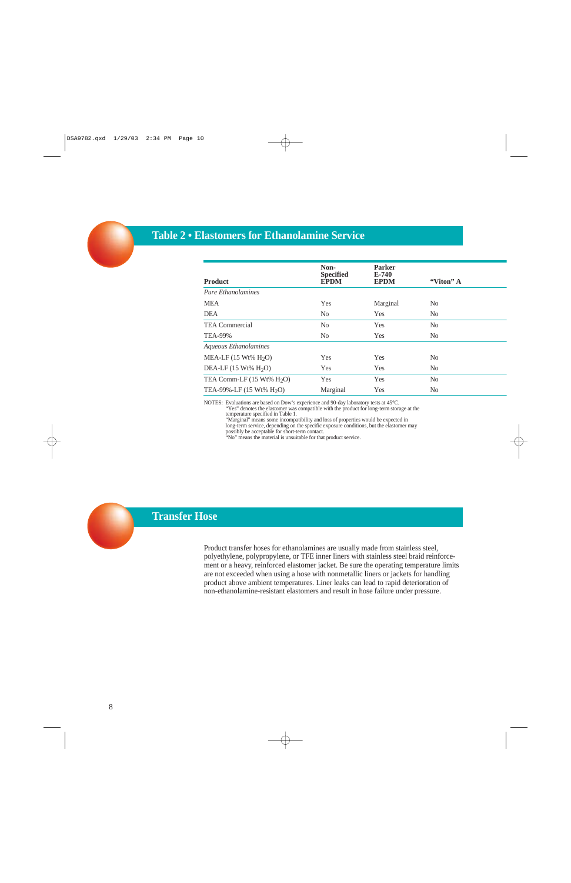## Table 2 • Elastomers for Ethanolamine Service

| Product | Non-Specified EPDM | Parker E-740 EPDM | "Viton" A |
|---|---|---|---|
| *Pure Ethanolamines* | | | |
| MEA | Yes | Marginal | No |
| DEA | No | Yes | No |
| TEA Commercial | No | Yes | No |
| TEA-99% | No | Yes | No |
| *Aqueous Ethanolamines* | | | |
| MEA-LF (15 Wt% $H_2O$) | Yes | Yes | No |
| DEA-LF (15 Wt% $H_2O$) | Yes | Yes | No |
| TEA Comm-LF (15 Wt% $H_2O$) | Yes | Yes | No |
| TEA-99%-LF (15 Wt% $H_2O$) | Marginal | Yes | No |

NOTES: Evaluations are based on Dow's experience and 90-day laboratory tests at 45°C.
"Yes" denotes the elastomer was compatible with the product for long-term storage at the temperature specified in Table 1.
"Marginal" means some incompatibility and loss of properties would be expected in long-term service, depending on the specific exposure conditions, but the elastomer may possibly be acceptable for short-term contact.
"No" means the material is unsuitable for that product service.

## Transfer Hose

Product transfer hoses for ethanolamines are usually made from stainless steel, polyethylene, polypropylene, or TFE inner liners with stainless steel braid reinforcement or a heavy, reinforced elastomer jacket. Be sure the operating temperature limits are not exceeded when using a hose with nonmetallic liners or jackets for handling product above ambient temperatures. Liner leaks can lead to rapid deterioration of non-ethanolamine-resistant elastomers and result in hose failure under pressure.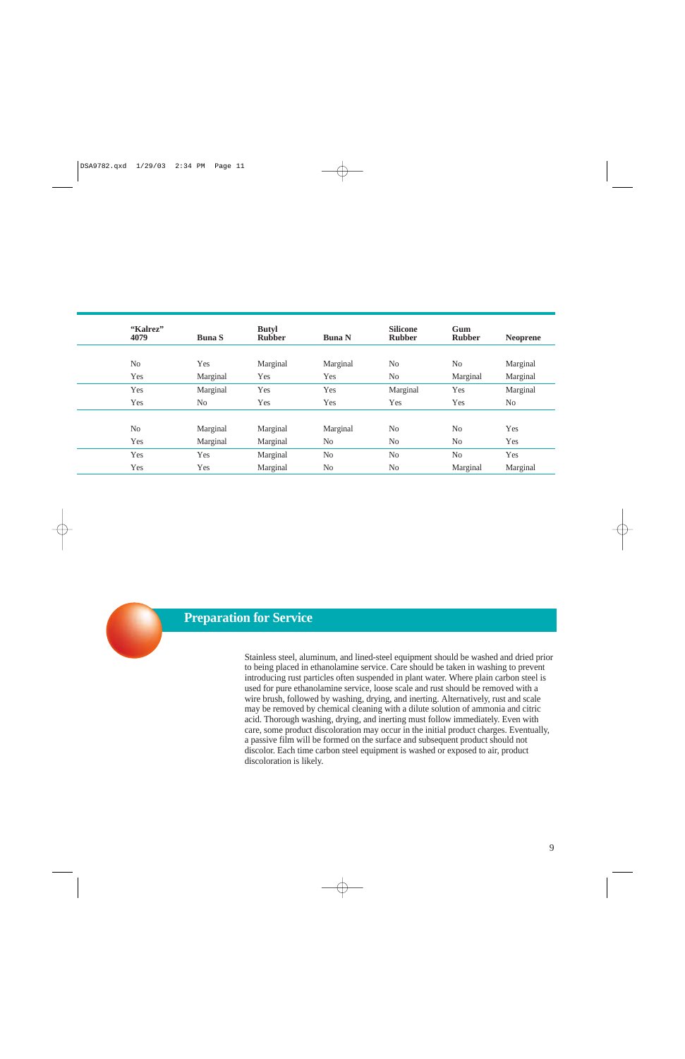| “Kalrez” 4079 | Buna S | Butyl Rubber | Buna N | Silicone Rubber | Gum Rubber | Neoprene |
|---|---|---|---|---|---|---|
| No | Yes | Marginal | Marginal | No | No | Marginal |
| Yes | Marginal | Yes | Yes | No | Marginal | Marginal |
| Yes | Marginal | Yes | Yes | Marginal | Yes | Marginal |
| Yes | No | Yes | Yes | Yes | Yes | No |
| No | Marginal | Marginal | Marginal | No | No | Yes |
| Yes | Marginal | Marginal | No | No | No | Yes |
| Yes | Yes | Marginal | No | No | No | Yes |
| Yes | Yes | Marginal | No | No | Marginal | Marginal |

## Preparation for Service

Stainless steel, aluminum, and lined-steel equipment should be washed and dried prior to being placed in ethanolamine service. Care should be taken in washing to prevent introducing rust particles often suspended in plant water. Where plain carbon steel is used for pure ethanolamine service, loose scale and rust should be removed with a wire brush, followed by washing, drying, and inerting. Alternatively, rust and scale may be removed by chemical cleaning with a dilute solution of ammonia and citric acid. Thorough washing, drying, and inerting must follow immediately. Even with care, some product discoloration may occur in the initial product charges. Eventually, a passive film will be formed on the surface and subsequent product should not discolor. Each time carbon steel equipment is washed or exposed to air, product discoloration is likely.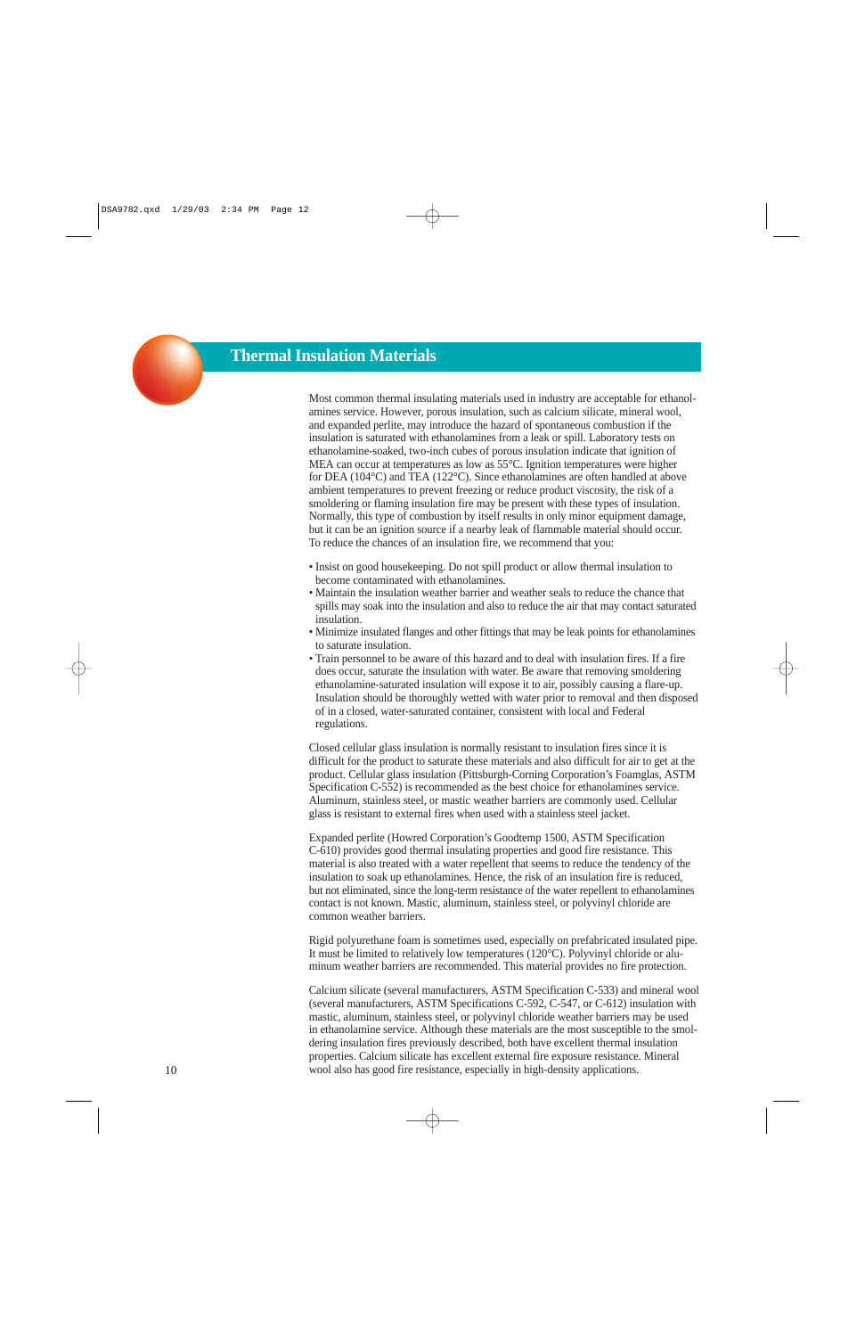## Thermal Insulation Materials

Most common thermal insulating materials used in industry are acceptable for ethanolamines service. However, porous insulation, such as calcium silicate, mineral wool, and expanded perlite, may introduce the hazard of spontaneous combustion if the insulation is saturated with ethanolamines from a leak or spill. Laboratory tests on ethanolamine-soaked, two-inch cubes of porous insulation indicate that ignition of MEA can occur at temperatures as low as 55°C. Ignition temperatures were higher for DEA (104°C) and TEA (122°C). Since ethanolamines are often handled at above ambient temperatures to prevent freezing or reduce product viscosity, the risk of a smoldering or flaming insulation fire may be present with these types of insulation. Normally, this type of combustion by itself results in only minor equipment damage, but it can be an ignition source if a nearby leak of flammable material should occur. To reduce the chances of an insulation fire, we recommend that you:

- Insist on good housekeeping. Do not spill product or allow thermal insulation to become contaminated with ethanolamines.
- Maintain the insulation weather barrier and weather seals to reduce the chance that spills may soak into the insulation and also to reduce the air that may contact saturated insulation.
- Minimize insulated flanges and other fittings that may be leak points for ethanolamines to saturate insulation.
- Train personnel to be aware of this hazard and to deal with insulation fires. If a fire does occur, saturate the insulation with water. Be aware that removing smoldering ethanolamine-saturated insulation will expose it to air, possibly causing a flare-up. Insulation should be thoroughly wetted with water prior to removal and then disposed of in a closed, water-saturated container, consistent with local and Federal regulations.

Closed cellular glass insulation is normally resistant to insulation fires since it is difficult for the product to saturate these materials and also difficult for air to get at the product. Cellular glass insulation (Pittsburgh-Corning Corporation's Foamglas, ASTM Specification C-552) is recommended as the best choice for ethanolamines service. Aluminum, stainless steel, or mastic weather barriers are commonly used. Cellular glass is resistant to external fires when used with a stainless steel jacket.

Expanded perlite (Howred Corporation's Goodtemp 1500, ASTM Specification C-610) provides good thermal insulating properties and good fire resistance. This material is also treated with a water repellent that seems to reduce the tendency of the insulation to soak up ethanolamines. Hence, the risk of an insulation fire is reduced, but not eliminated, since the long-term resistance of the water repellent to ethanolamines contact is not known. Mastic, aluminum, stainless steel, or polyvinyl chloride are common weather barriers.

Rigid polyurethane foam is sometimes used, especially on prefabricated insulated pipe. It must be limited to relatively low temperatures (120°C). Polyvinyl chloride or aluminum weather barriers are recommended. This material provides no fire protection.

Calcium silicate (several manufacturers, ASTM Specification C-533) and mineral wool (several manufacturers, ASTM Specifications C-592, C-547, or C-612) insulation with mastic, aluminum, stainless steel, or polyvinyl chloride weather barriers may be used in ethanolamine service. Although these materials are the most susceptible to the smoldering insulation fires previously described, both have excellent thermal insulation properties. Calcium silicate has excellent external fire exposure resistance. Mineral wool also has good fire resistance, especially in high-density applications.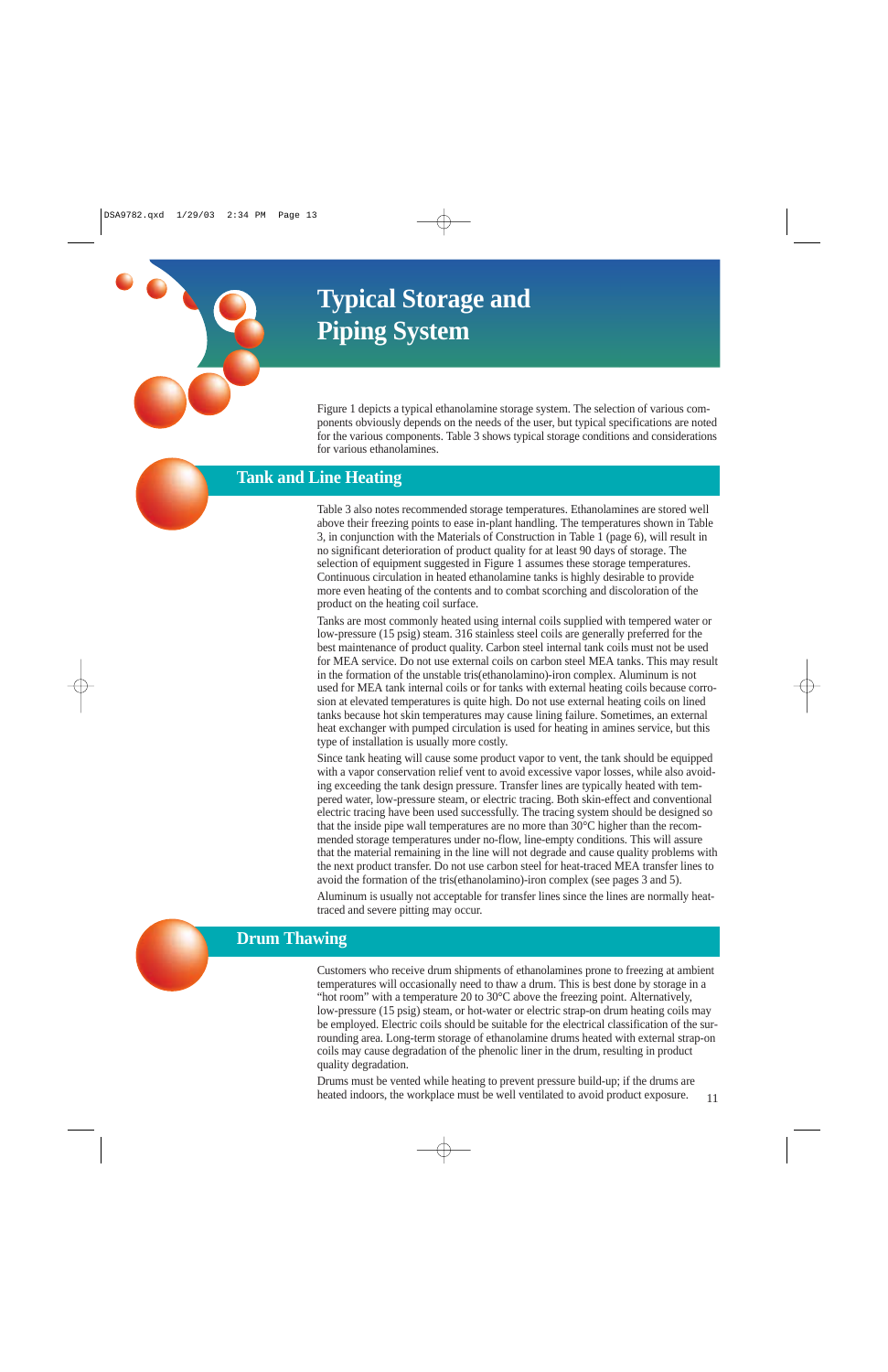# Typical Storage and Piping System

Figure 1 depicts a typical ethanolamine storage system. The selection of various components obviously depends on the needs of the user, but typical specifications are noted for the various components. Table 3 shows typical storage conditions and considerations for various ethanolamines.

## Tank and Line Heating

Table 3 also notes recommended storage temperatures. Ethanolamines are stored well above their freezing points to ease in-plant handling. The temperatures shown in Table 3, in conjunction with the Materials of Construction in Table 1 (page 6), will result in no significant deterioration of product quality for at least 90 days of storage. The selection of equipment suggested in Figure 1 assumes these storage temperatures. Continuous circulation in heated ethanolamine tanks is highly desirable to provide more even heating of the contents and to combat scorching and discoloration of the product on the heating coil surface.

Tanks are most commonly heated using internal coils supplied with tempered water or low-pressure (15 psig) steam. 316 stainless steel coils are generally preferred for the best maintenance of product quality. Carbon steel internal tank coils must not be used for MEA service. Do not use external coils on carbon steel MEA tanks. This may result in the formation of the unstable tris(ethanolamino)-iron complex. Aluminum is not used for MEA tank internal coils or for tanks with external heating coils because corrosion at elevated temperatures is quite high. Do not use external heating coils on lined tanks because hot skin temperatures may cause lining failure. Sometimes, an external heat exchanger with pumped circulation is used for heating in amines service, but this type of installation is usually more costly.

Since tank heating will cause some product vapor to vent, the tank should be equipped with a vapor conservation relief vent to avoid excessive vapor losses, while also avoiding exceeding the tank design pressure. Transfer lines are typically heated with tempered water, low-pressure steam, or electric tracing. Both skin-effect and conventional electric tracing have been used successfully. The tracing system should be designed so that the inside pipe wall temperatures are no more than 30°C higher than the recommended storage temperatures under no-flow, line-empty conditions. This will assure that the material remaining in the line will not degrade and cause quality problems with the next product transfer. Do not use carbon steel for heat-traced MEA transfer lines to avoid the formation of the tris(ethanolamino)-iron complex (see pages 3 and 5).

Aluminum is usually not acceptable for transfer lines since the lines are normally heat-traced and severe pitting may occur.

## Drum Thawing

Customers who receive drum shipments of ethanolamines prone to freezing at ambient temperatures will occasionally need to thaw a drum. This is best done by storage in a “hot room” with a temperature 20 to 30°C above the freezing point. Alternatively, low-pressure (15 psig) steam, or hot-water or electric strap-on drum heating coils may be employed. Electric coils should be suitable for the electrical classification of the surrounding area. Long-term storage of ethanolamine drums heated with external strap-on coils may cause degradation of the phenolic liner in the drum, resulting in product quality degradation.

Drums must be vented while heating to prevent pressure build-up; if the drums are heated indoors, the workplace must be well ventilated to avoid product exposure.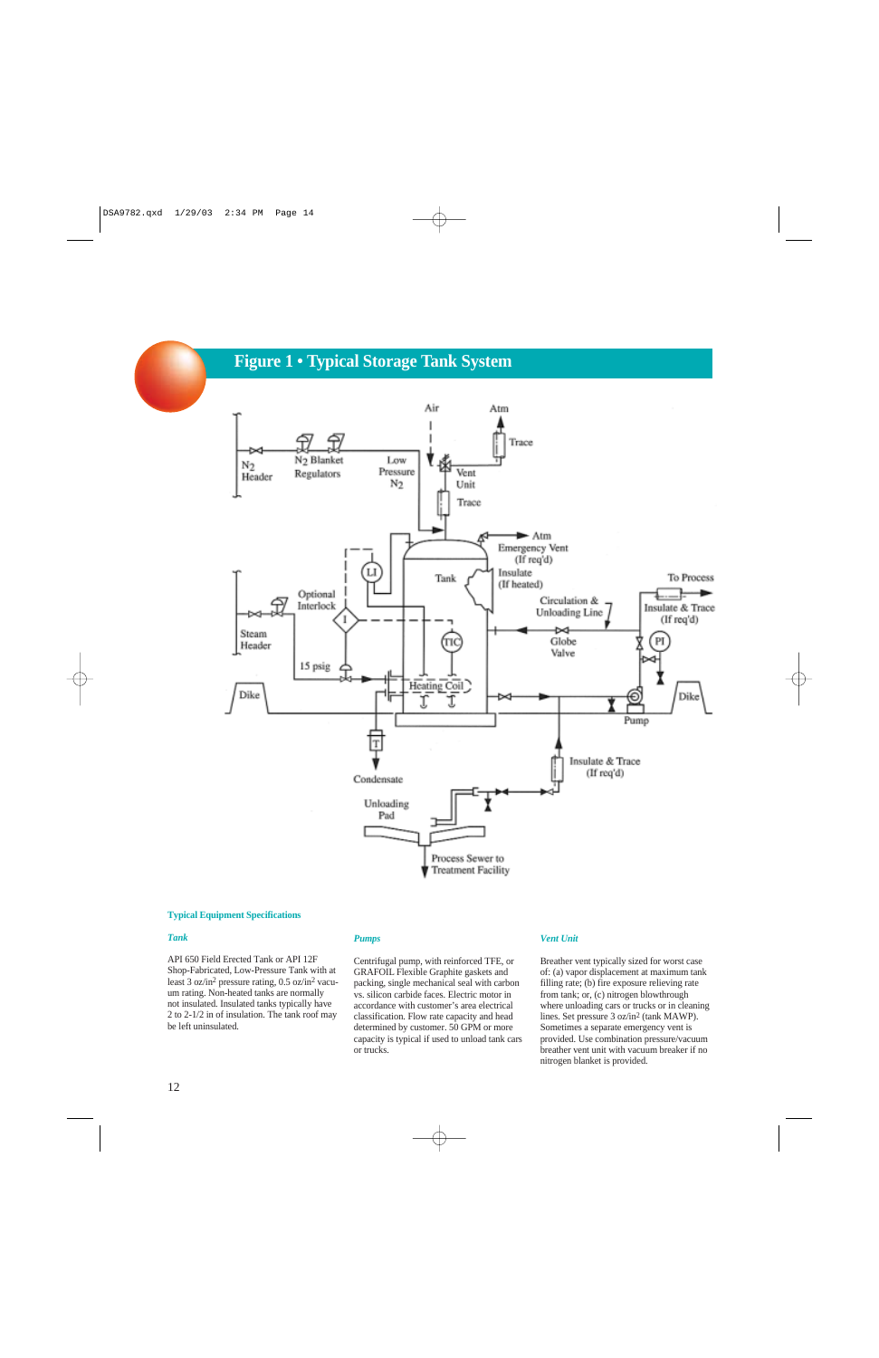# Figure 1 • Typical Storage Tank System

## Typical Equipment Specifications

### *Tank*

API 650 Field Erected Tank or API 12F Shop-Fabricated, Low-Pressure Tank with at least 3 oz/in$^2$ pressure rating, 0.5 oz/in$^2$ vacuum rating. Non-heated tanks are normally not insulated. Insulated tanks typically have 2 to 2-1/2 in of insulation. The tank roof may be left uninsulated.

### *Pumps*

Centrifugal pump, with reinforced TFE, or GRAFOIL Flexible Graphite gaskets and packing, single mechanical seal with carbon vs. silicon carbide faces. Electric motor in accordance with customer's area electrical classification. Flow rate capacity and head determined by customer. 50 GPM or more capacity is typical if used to unload tank cars or trucks.

### *Vent Unit*

Breather vent typically sized for worst case of: (a) vapor displacement at maximum tank filling rate; (b) fire exposure relieving rate from tank; or, (c) nitrogen blowthrough where unloading cars or trucks or in cleaning lines. Set pressure 3 oz/in$^2$ (tank MAWP). Sometimes a separate emergency vent is provided. Use combination pressure/vacuum breather vent unit with vacuum breaker if no nitrogen blanket is provided.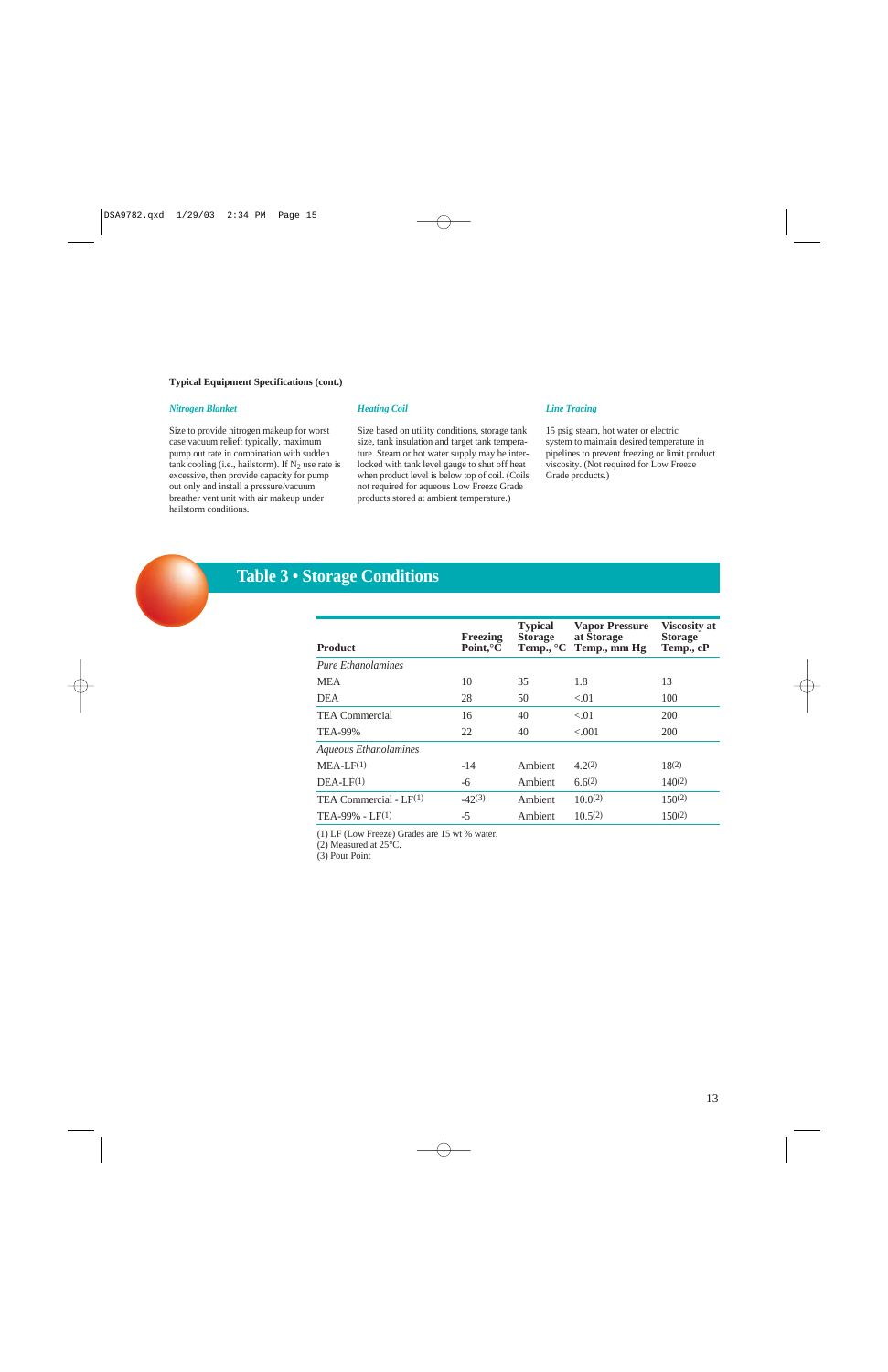**Typical Equipment Specifications (cont.)**

*Nitrogen Blanket*

Size to provide nitrogen makeup for worst case vacuum relief; typically, maximum pump out rate in combination with sudden tank cooling (i.e., hailstorm). If $N_2$ use rate is excessive, then provide capacity for pump out only and install a pressure/vacuum breather vent unit with air makeup under hailstorm conditions.

*Heating Coil*

Size based on utility conditions, storage tank size, tank insulation and target tank temperature. Steam or hot water supply may be interlocked with tank level gauge to shut off heat when product level is below top of coil. (Coils not required for aqueous Low Freeze Grade products stored at ambient temperature.)

*Line Tracing*

15 psig steam, hot water or electric system to maintain desired temperature in pipelines to prevent freezing or limit product viscosity. (Not required for Low Freeze Grade products.)

## Table 3 • Storage Conditions

| Product | Freezing Point,°C | Typical Storage Temp., °C | Vapor Pressure at Storage Temp., mm Hg | Viscosity at Storage Temp., cP |
|---|---|---|---|---|
| *Pure Ethanolamines* | | | | |
| MEA | 10 | 35 | 1.8 | 13 |
| DEA | 28 | 50 | <.01 | 100 |
| TEA Commercial | 16 | 40 | <.01 | 200 |
| TEA-99% | 22 | 40 | <.001 | 200 |
| *Aqueous Ethanolamines* | | | | |
| MEA-LF(1) | -14 | Ambient | 4.2(2) | 18(2) |
| DEA-LF(1) | -6 | Ambient | 6.6(2) | 140(2) |
| TEA Commercial - LF(1) | -42(3) | Ambient | 10.0(2) | 150(2) |
| TEA-99% - LF(1) | -5 | Ambient | 10.5(2) | 150(2) |

(1) LF (Low Freeze) Grades are 15 wt % water.
(2) Measured at 25°C.
(3) Pour Point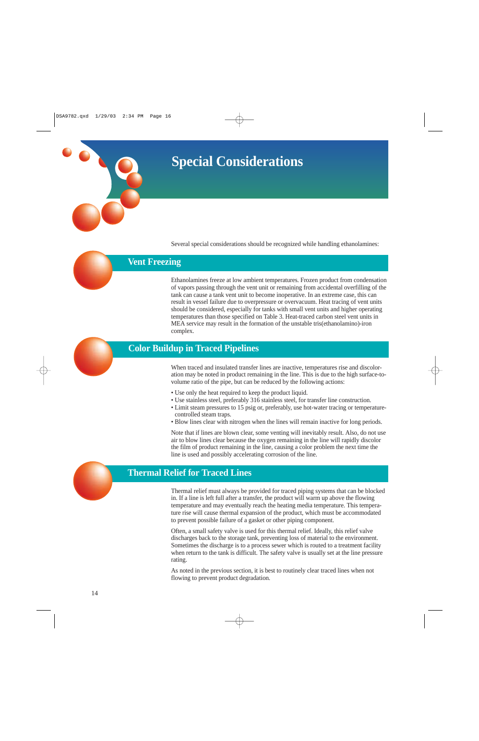# Special Considerations

Several special considerations should be recognized while handling ethanolamines:

## Vent Freezing

Ethanolamines freeze at low ambient temperatures. Frozen product from condensation of vapors passing through the vent unit or remaining from accidental overfilling of the tank can cause a tank vent unit to become inoperative. In an extreme case, this can result in vessel failure due to overpressure or overvacuum. Heat tracing of vent units should be considered, especially for tanks with small vent units and higher operating temperatures than those specified on Table 3. Heat-traced carbon steel vent units in MEA service may result in the formation of the unstable tris(ethanolamino)-iron complex.

## Color Buildup in Traced Pipelines

When traced and insulated transfer lines are inactive, temperatures rise and discoloration may be noted in product remaining in the line. This is due to the high surface-to-volume ratio of the pipe, but can be reduced by the following actions:

- Use only the heat required to keep the product liquid.
- Use stainless steel, preferably 316 stainless steel, for transfer line construction.
- Limit steam pressures to 15 psig or, preferably, use hot-water tracing or temperature-controlled steam traps.
- Blow lines clear with nitrogen when the lines will remain inactive for long periods.

Note that if lines are blown clear, some venting will inevitably result. Also, do not use air to blow lines clear because the oxygen remaining in the line will rapidly discolor the film of product remaining in the line, causing a color problem the next time the line is used and possibly accelerating corrosion of the line.

## Thermal Relief for Traced Lines

Thermal relief must always be provided for traced piping systems that can be blocked in. If a line is left full after a transfer, the product will warm up above the flowing temperature and may eventually reach the heating media temperature. This temperature rise will cause thermal expansion of the product, which must be accommodated to prevent possible failure of a gasket or other piping component.

Often, a small safety valve is used for this thermal relief. Ideally, this relief valve discharges back to the storage tank, preventing loss of material to the environment. Sometimes the discharge is to a process sewer which is routed to a treatment facility when return to the tank is difficult. The safety valve is usually set at the line pressure rating.

As noted in the previous section, it is best to routinely clear traced lines when not flowing to prevent product degradation.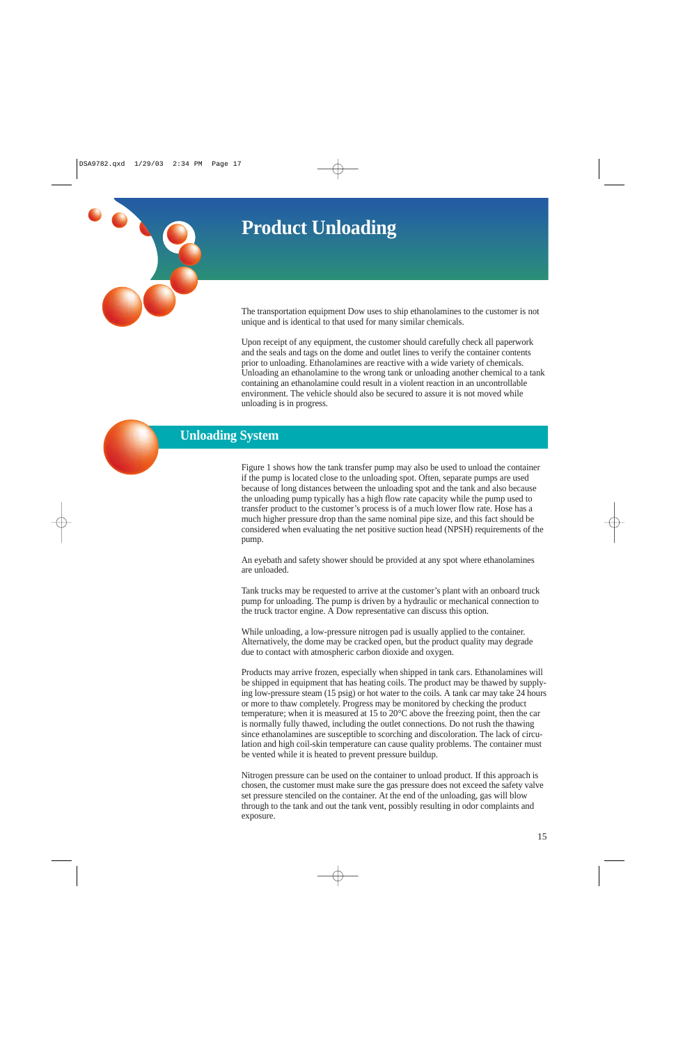# Product Unloading

The transportation equipment Dow uses to ship ethanolamines to the customer is not unique and is identical to that used for many similar chemicals.

Upon receipt of any equipment, the customer should carefully check all paperwork and the seals and tags on the dome and outlet lines to verify the container contents prior to unloading. Ethanolamines are reactive with a wide variety of chemicals. Unloading an ethanolamine to the wrong tank or unloading another chemical to a tank containing an ethanolamine could result in a violent reaction in an uncontrollable environment. The vehicle should also be secured to assure it is not moved while unloading is in progress.

## Unloading System

Figure 1 shows how the tank transfer pump may also be used to unload the container if the pump is located close to the unloading spot. Often, separate pumps are used because of long distances between the unloading spot and the tank and also because the unloading pump typically has a high flow rate capacity while the pump used to transfer product to the customer's process is of a much lower flow rate. Hose has a much higher pressure drop than the same nominal pipe size, and this fact should be considered when evaluating the net positive suction head (NPSH) requirements of the pump.

An eyebath and safety shower should be provided at any spot where ethanolamines are unloaded.

Tank trucks may be requested to arrive at the customer's plant with an onboard truck pump for unloading. The pump is driven by a hydraulic or mechanical connection to the truck tractor engine. A Dow representative can discuss this option.

While unloading, a low-pressure nitrogen pad is usually applied to the container. Alternatively, the dome may be cracked open, but the product quality may degrade due to contact with atmospheric carbon dioxide and oxygen.

Products may arrive frozen, especially when shipped in tank cars. Ethanolamines will be shipped in equipment that has heating coils. The product may be thawed by supplying low-pressure steam (15 psig) or hot water to the coils. A tank car may take 24 hours or more to thaw completely. Progress may be monitored by checking the product temperature; when it is measured at 15 to 20°C above the freezing point, then the car is normally fully thawed, including the outlet connections. Do not rush the thawing since ethanolamines are susceptible to scorching and discoloration. The lack of circulation and high coil-skin temperature can cause quality problems. The container must be vented while it is heated to prevent pressure buildup.

Nitrogen pressure can be used on the container to unload product. If this approach is chosen, the customer must make sure the gas pressure does not exceed the safety valve set pressure stenciled on the container. At the end of the unloading, gas will blow through to the tank and out the tank vent, possibly resulting in odor complaints and exposure.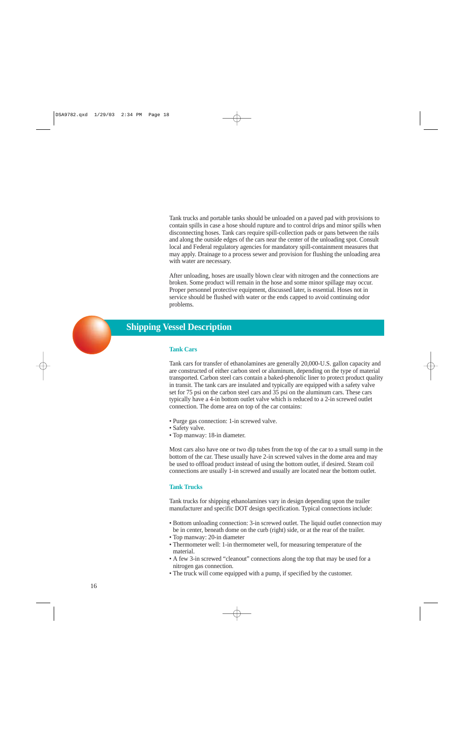Tank trucks and portable tanks should be unloaded on a paved pad with provisions to contain spills in case a hose should rupture and to control drips and minor spills when disconnecting hoses. Tank cars require spill-collection pads or pans between the rails and along the outside edges of the cars near the center of the unloading spot. Consult local and Federal regulatory agencies for mandatory spill-containment measures that may apply. Drainage to a process sewer and provision for flushing the unloading area with water are necessary.

After unloading, hoses are usually blown clear with nitrogen and the connections are broken. Some product will remain in the hose and some minor spillage may occur. Proper personnel protective equipment, discussed later, is essential. Hoses not in service should be flushed with water or the ends capped to avoid continuing odor problems.

## Shipping Vessel Description

### Tank Cars

Tank cars for transfer of ethanolamines are generally 20,000-U.S. gallon capacity and are constructed of either carbon steel or aluminum, depending on the type of material transported. Carbon steel cars contain a baked-phenolic liner to protect product quality in transit. The tank cars are insulated and typically are equipped with a safety valve set for 75 psi on the carbon steel cars and 35 psi on the aluminum cars. These cars typically have a 4-in bottom outlet valve which is reduced to a 2-in screwed outlet connection. The dome area on top of the car contains:

- Purge gas connection: 1-in screwed valve.
- Safety valve.
- Top manway: 18-in diameter.

Most cars also have one or two dip tubes from the top of the car to a small sump in the bottom of the car. These usually have 2-in screwed valves in the dome area and may be used to offload product instead of using the bottom outlet, if desired. Steam coil connections are usually 1-in screwed and usually are located near the bottom outlet.

### Tank Trucks

Tank trucks for shipping ethanolamines vary in design depending upon the trailer manufacturer and specific DOT design specification. Typical connections include:

- Bottom unloading connection: 3-in screwed outlet. The liquid outlet connection may be in center, beneath dome on the curb (right) side, or at the rear of the trailer.
- Top manway: 20-in diameter
- Thermometer well: 1-in thermometer well, for measuring temperature of the material.
- A few 3-in screwed “cleanout” connections along the top that may be used for a nitrogen gas connection.
- The truck will come equipped with a pump, if specified by the customer.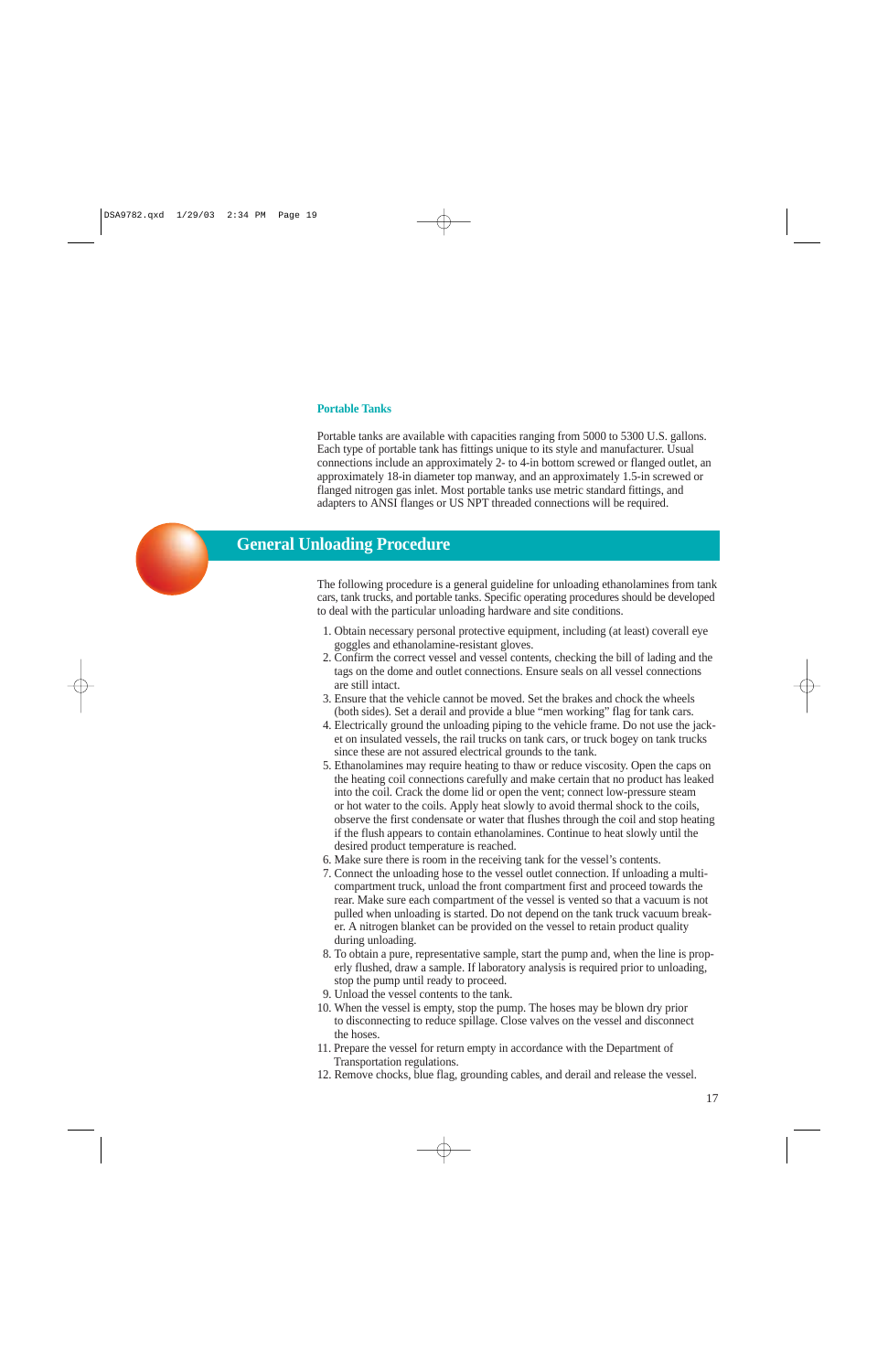### Portable Tanks

Portable tanks are available with capacities ranging from 5000 to 5300 U.S. gallons. Each type of portable tank has fittings unique to its style and manufacturer. Usual connections include an approximately 2- to 4-in bottom screwed or flanged outlet, an approximately 18-in diameter top manway, and an approximately 1.5-in screwed or flanged nitrogen gas inlet. Most portable tanks use metric standard fittings, and adapters to ANSI flanges or US NPT threaded connections will be required.

## General Unloading Procedure

The following procedure is a general guideline for unloading ethanolamines from tank cars, tank trucks, and portable tanks. Specific operating procedures should be developed to deal with the particular unloading hardware and site conditions.

1. Obtain necessary personal protective equipment, including (at least) coverall eye goggles and ethanolamine-resistant gloves.
2. Confirm the correct vessel and vessel contents, checking the bill of lading and the tags on the dome and outlet connections. Ensure seals on all vessel connections are still intact.
3. Ensure that the vehicle cannot be moved. Set the brakes and chock the wheels (both sides). Set a derail and provide a blue "men working" flag for tank cars.
4. Electrically ground the unloading piping to the vehicle frame. Do not use the jacket on insulated vessels, the rail trucks on tank cars, or truck bogey on tank trucks since these are not assured electrical grounds to the tank.
5. Ethanolamines may require heating to thaw or reduce viscosity. Open the caps on the heating coil connections carefully and make certain that no product has leaked into the coil. Crack the dome lid or open the vent; connect low-pressure steam or hot water to the coils. Apply heat slowly to avoid thermal shock to the coils, observe the first condensate or water that flushes through the coil and stop heating if the flush appears to contain ethanolamines. Continue to heat slowly until the desired product temperature is reached.
6. Make sure there is room in the receiving tank for the vessel's contents.
7. Connect the unloading hose to the vessel outlet connection. If unloading a multi-compartment truck, unload the front compartment first and proceed towards the rear. Make sure each compartment of the vessel is vented so that a vacuum is not pulled when unloading is started. Do not depend on the tank truck vacuum breaker. A nitrogen blanket can be provided on the vessel to retain product quality during unloading.
8. To obtain a pure, representative sample, start the pump and, when the line is properly flushed, draw a sample. If laboratory analysis is required prior to unloading, stop the pump until ready to proceed.
9. Unload the vessel contents to the tank.
10. When the vessel is empty, stop the pump. The hoses may be blown dry prior to disconnecting to reduce spillage. Close valves on the vessel and disconnect the hoses.
11. Prepare the vessel for return empty in accordance with the Department of Transportation regulations.
12. Remove chocks, blue flag, grounding cables, and derail and release the vessel.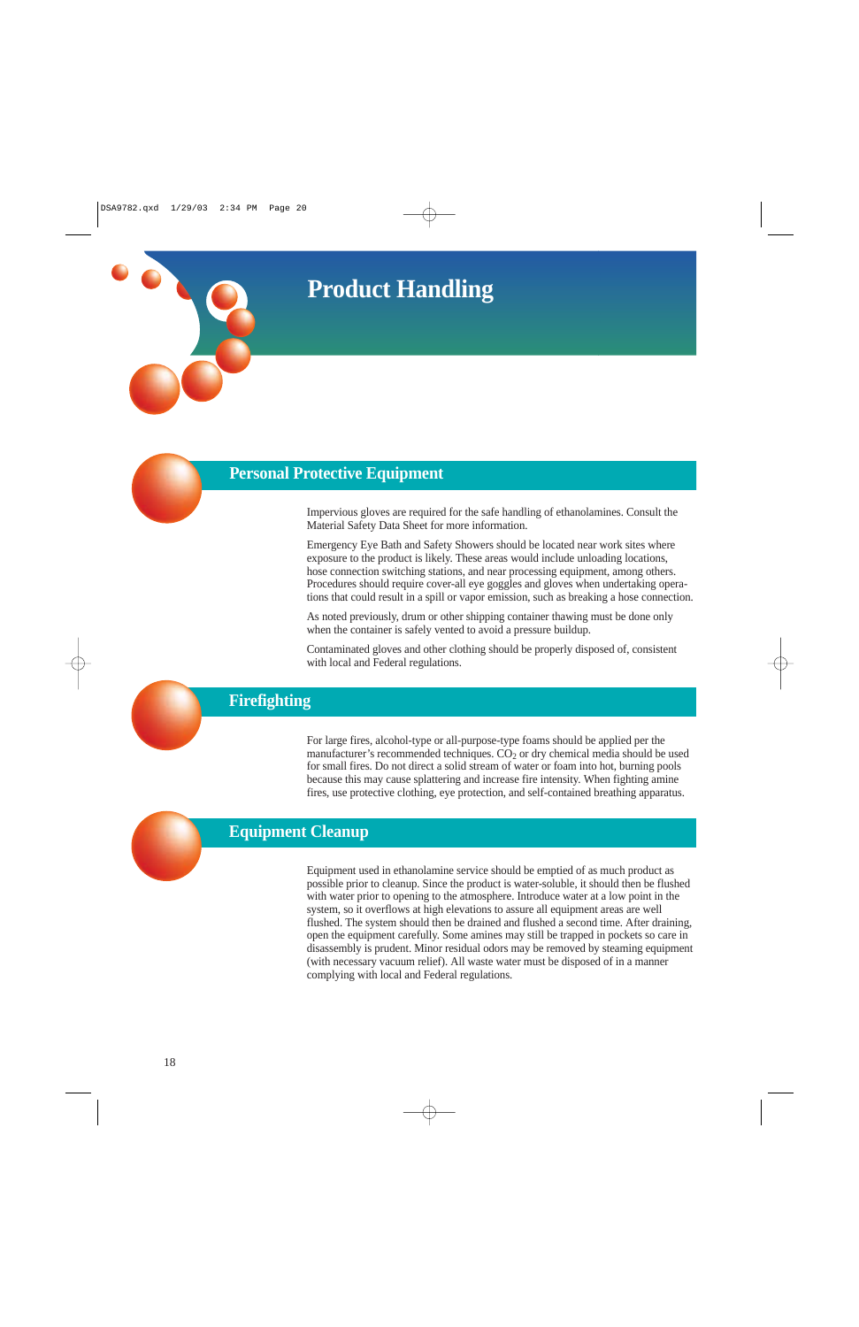# Product Handling

## Personal Protective Equipment

Impervious gloves are required for the safe handling of ethanolamines. Consult the Material Safety Data Sheet for more information.

Emergency Eye Bath and Safety Showers should be located near work sites where exposure to the product is likely. These areas would include unloading locations, hose connection switching stations, and near processing equipment, among others. Procedures should require cover-all eye goggles and gloves when undertaking operations that could result in a spill or vapor emission, such as breaking a hose connection.

As noted previously, drum or other shipping container thawing must be done only when the container is safely vented to avoid a pressure buildup.

Contaminated gloves and other clothing should be properly disposed of, consistent with local and Federal regulations.

## Firefighting

For large fires, alcohol-type or all-purpose-type foams should be applied per the manufacturer's recommended techniques. $CO_2$ or dry chemical media should be used for small fires. Do not direct a solid stream of water or foam into hot, burning pools because this may cause splattering and increase fire intensity. When fighting amine fires, use protective clothing, eye protection, and self-contained breathing apparatus.

## Equipment Cleanup

Equipment used in ethanolamine service should be emptied of as much product as possible prior to cleanup. Since the product is water-soluble, it should then be flushed with water prior to opening to the atmosphere. Introduce water at a low point in the system, so it overflows at high elevations to assure all equipment areas are well flushed. The system should then be drained and flushed a second time. After draining, open the equipment carefully. Some amines may still be trapped in pockets so care in disassembly is prudent. Minor residual odors may be removed by steaming equipment (with necessary vacuum relief). All waste water must be disposed of in a manner complying with local and Federal regulations.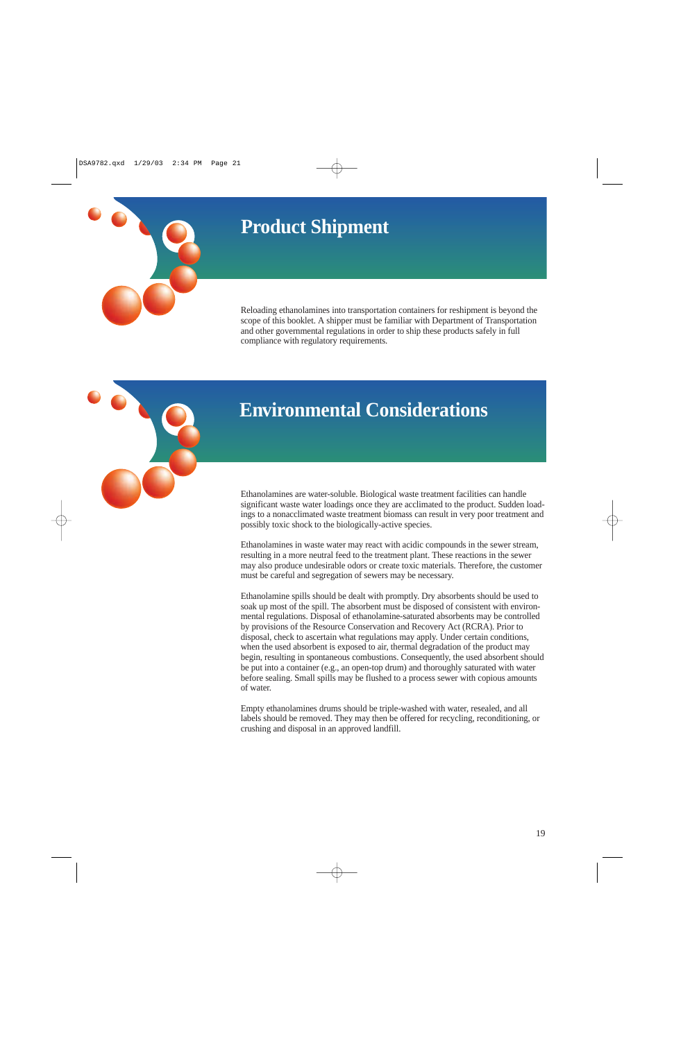# Product Shipment

Reloading ethanolamines into transportation containers for reshipment is beyond the scope of this booklet. A shipper must be familiar with Department of Transportation and other governmental regulations in order to ship these products safely in full compliance with regulatory requirements.

# Environmental Considerations

Ethanolamines are water-soluble. Biological waste treatment facilities can handle significant waste water loadings once they are acclimated to the product. Sudden loadings to a nonacclimated waste treatment biomass can result in very poor treatment and possibly toxic shock to the biologically-active species.

Ethanolamines in waste water may react with acidic compounds in the sewer stream, resulting in a more neutral feed to the treatment plant. These reactions in the sewer may also produce undesirable odors or create toxic materials. Therefore, the customer must be careful and segregation of sewers may be necessary.

Ethanolamine spills should be dealt with promptly. Dry absorbents should be used to soak up most of the spill. The absorbent must be disposed of consistent with environmental regulations. Disposal of ethanolamine-saturated absorbents may be controlled by provisions of the Resource Conservation and Recovery Act (RCRA). Prior to disposal, check to ascertain what regulations may apply. Under certain conditions, when the used absorbent is exposed to air, thermal degradation of the product may begin, resulting in spontaneous combustions. Consequently, the used absorbent should be put into a container (e.g., an open-top drum) and thoroughly saturated with water before sealing. Small spills may be flushed to a process sewer with copious amounts of water.

Empty ethanolamines drums should be triple-washed with water, resealed, and all labels should be removed. They may then be offered for recycling, reconditioning, or crushing and disposal in an approved landfill.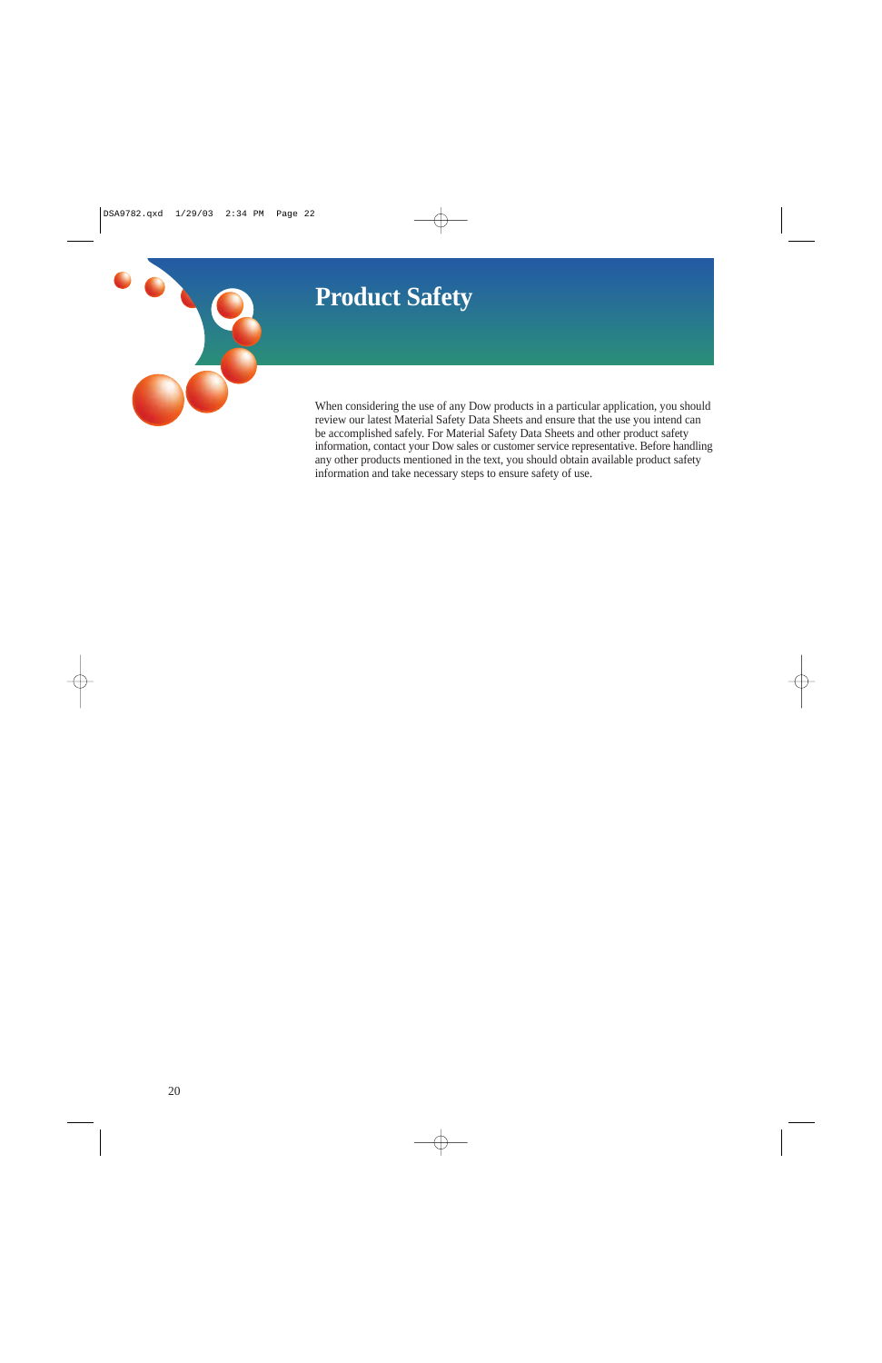# Product Safety

When considering the use of any Dow products in a particular application, you should review our latest Material Safety Data Sheets and ensure that the use you intend can be accomplished safely. For Material Safety Data Sheets and other product safety information, contact your Dow sales or customer service representative. Before handling any other products mentioned in the text, you should obtain available product safety information and take necessary steps to ensure safety of use.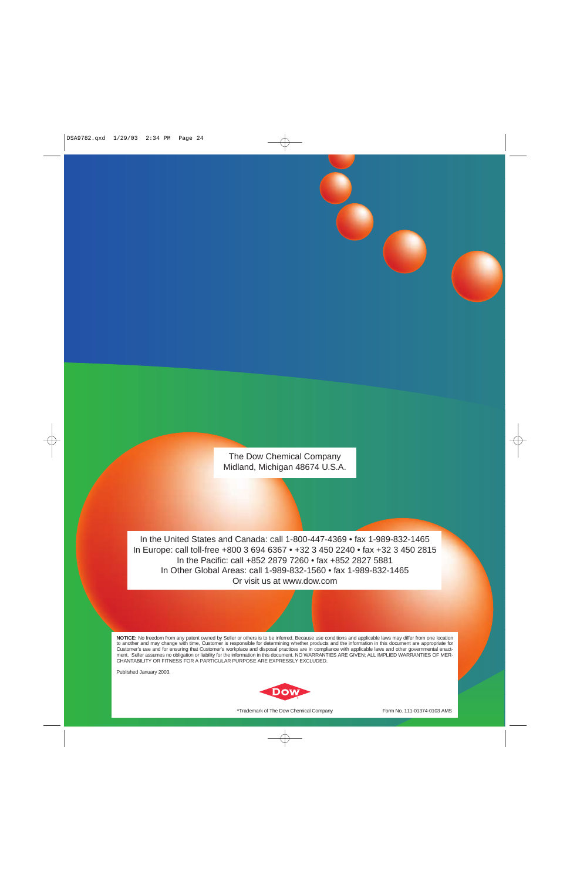The Dow Chemical Company
Midland, Michigan 48674 U.S.A.

In the United States and Canada: call 1-800-447-4369 • fax 1-989-832-1465
In Europe: call toll-free +800 3 694 6367 • +32 3 450 2240 • fax +32 3 450 2815
In the Pacific: call +852 2879 7260 • fax +852 2827 5881
In Other Global Areas: call 1-989-832-1560 • fax 1-989-832-1465
Or visit us at www.dow.com

**NOTICE:** No freedom from any patent owned by Seller or others is to be inferred. Because use conditions and applicable laws may differ from one location to another and may change with time, Customer is responsible for determining whether products and the information in this document are appropriate for Customer's use and for ensuring that Customer's workplace and disposal practices are in compliance with applicable laws and other governmental enactment. Seller assumes no obligation or liability for the information in this document. NO WARRANTIES ARE GIVEN; ALL IMPLIED WARRANTIES OF MERCHANTABILITY OR FITNESS FOR A PARTICULAR PURPOSE ARE EXPRESSLY EXCLUDED.

Published January 2003.

DOW

*Trademark of The Dow Chemical Company

Form No. 111-01374-0103 AMS